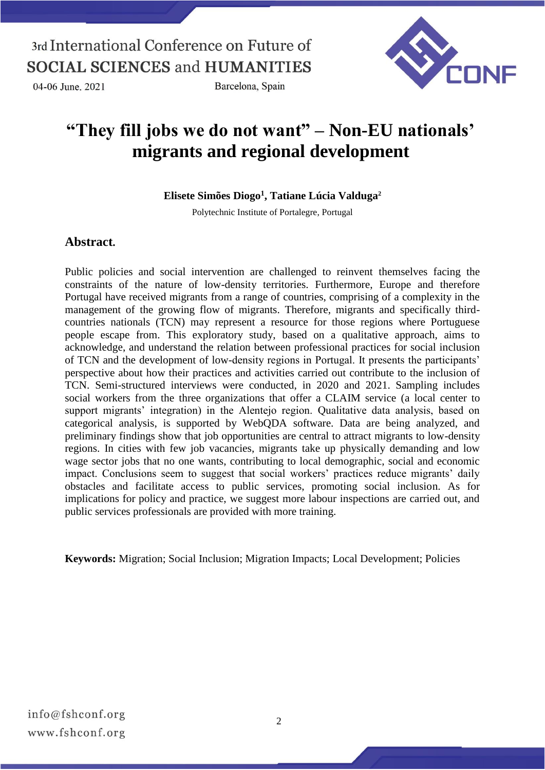# "They fill jobs we do not want" – Non-EU nationals' migrants and regional development

**Elisete Simões Diogo[1], Tatiane Lúcia Valduga[2]**

Polytechnic Institute of Portalegre, Portugal

## Abstract.

Public policies and social intervention are challenged to reinvent themselves facing the constraints of the nature of low-density territories. Furthermore, Europe and therefore Portugal have received migrants from a range of countries, comprising of a complexity in the management of the growing flow of migrants. Therefore, migrants and specifically third-countries nationals (TCN) may represent a resource for those regions where Portuguese people escape from. This exploratory study, based on a qualitative approach, aims to acknowledge, and understand the relation between professional practices for social inclusion of TCN and the development of low-density regions in Portugal. It presents the participants' perspective about how their practices and activities carried out contribute to the inclusion of TCN. Semi-structured interviews were conducted, in 2020 and 2021. Sampling includes social workers from the three organizations that offer a CLAIM service (a local center to support migrants' integration) in the Alentejo region. Qualitative data analysis, based on categorical analysis, is supported by WebQDA software. Data are being analyzed, and preliminary findings show that job opportunities are central to attract migrants to low-density regions. In cities with few job vacancies, migrants take up physically demanding and low wage sector jobs that no one wants, contributing to local demographic, social and economic impact. Conclusions seem to suggest that social workers' practices reduce migrants' daily obstacles and facilitate access to public services, promoting social inclusion. As for implications for policy and practice, we suggest more labour inspections are carried out, and public services professionals are provided with more training.

**Keywords:** Migration; Social Inclusion; Migration Impacts; Local Development; Policies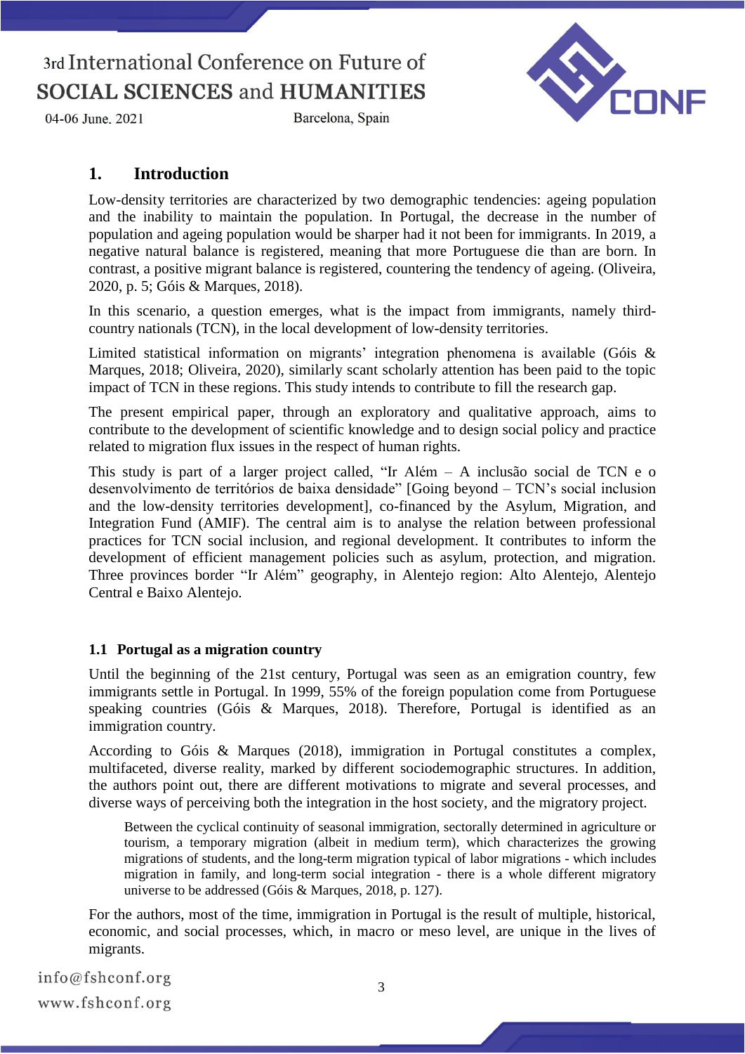## 1. Introduction

Low-density territories are characterized by two demographic tendencies: ageing population and the inability to maintain the population. In Portugal, the decrease in the number of population and ageing population would be sharper had it not been for immigrants. In 2019, a negative natural balance is registered, meaning that more Portuguese die than are born. In contrast, a positive migrant balance is registered, countering the tendency of ageing. (Oliveira, 2020, p. 5; Góis & Marques, 2018).

In this scenario, a question emerges, what is the impact from immigrants, namely third-country nationals (TCN), in the local development of low-density territories.

Limited statistical information on migrants' integration phenomena is available (Góis & Marques, 2018; Oliveira, 2020), similarly scant scholarly attention has been paid to the topic impact of TCN in these regions. This study intends to contribute to fill the research gap.

The present empirical paper, through an exploratory and qualitative approach, aims to contribute to the development of scientific knowledge and to design social policy and practice related to migration flux issues in the respect of human rights.

This study is part of a larger project called, "Ir Além – A inclusão social de TCN e o desenvolvimento de territórios de baixa densidade" [Going beyond – TCN's social inclusion and the low-density territories development], co-financed by the Asylum, Migration, and Integration Fund (AMIF). The central aim is to analyse the relation between professional practices for TCN social inclusion, and regional development. It contributes to inform the development of efficient management policies such as asylum, protection, and migration. Three provinces border "Ir Além" geography, in Alentejo region: Alto Alentejo, Alentejo Central e Baixo Alentejo.

### 1.1 Portugal as a migration country

Until the beginning of the 21st century, Portugal was seen as an emigration country, few immigrants settle in Portugal. In 1999, 55% of the foreign population come from Portuguese speaking countries (Góis & Marques, 2018). Therefore, Portugal is identified as an immigration country.

According to Góis & Marques (2018), immigration in Portugal constitutes a complex, multifaceted, diverse reality, marked by different sociodemographic structures. In addition, the authors point out, there are different motivations to migrate and several processes, and diverse ways of perceiving both the integration in the host society, and the migratory project.

> Between the cyclical continuity of seasonal immigration, sectorally determined in agriculture or tourism, a temporary migration (albeit in medium term), which characterizes the growing migrations of students, and the long-term migration typical of labor migrations - which includes migration in family, and long-term social integration - there is a whole different migratory universe to be addressed (Góis & Marques, 2018, p. 127).

For the authors, most of the time, immigration in Portugal is the result of multiple, historical, economic, and social processes, which, in macro or meso level, are unique in the lives of migrants.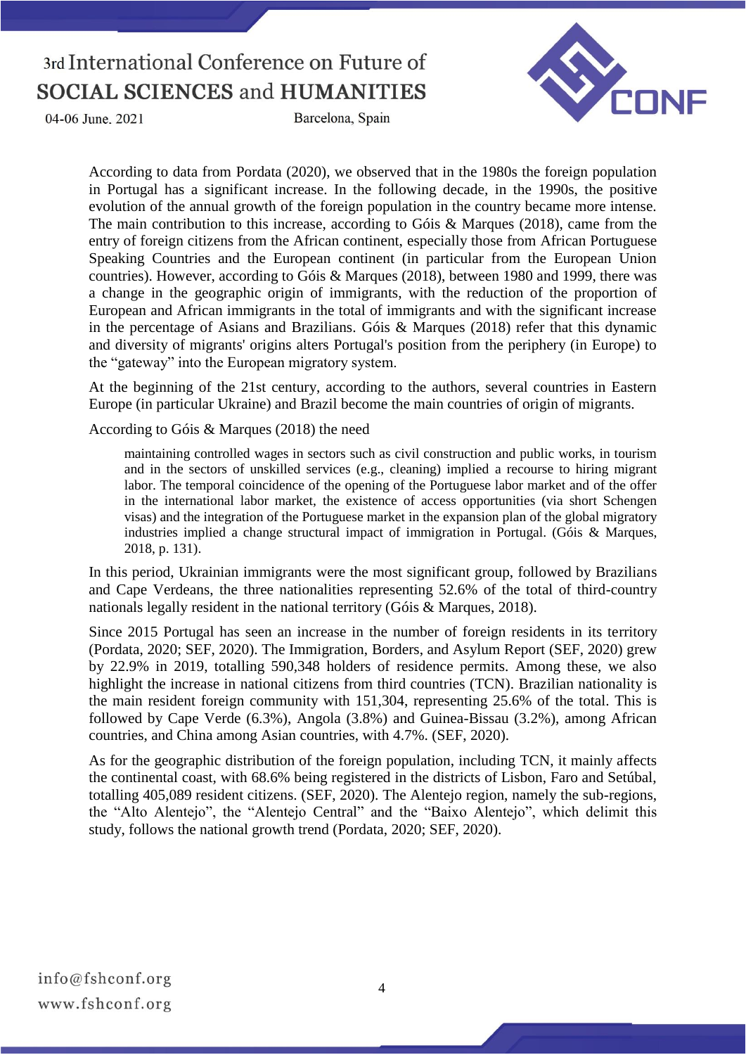According to data from Pordata (2020), we observed that in the 1980s the foreign population in Portugal has a significant increase. In the following decade, in the 1990s, the positive evolution of the annual growth of the foreign population in the country became more intense. The main contribution to this increase, according to Góis & Marques (2018), came from the entry of foreign citizens from the African continent, especially those from African Portuguese Speaking Countries and the European continent (in particular from the European Union countries). However, according to Góis & Marques (2018), between 1980 and 1999, there was a change in the geographic origin of immigrants, with the reduction of the proportion of European and African immigrants in the total of immigrants and with the significant increase in the percentage of Asians and Brazilians. Góis & Marques (2018) refer that this dynamic and diversity of migrants' origins alters Portugal's position from the periphery (in Europe) to the "gateway" into the European migratory system.

At the beginning of the 21st century, according to the authors, several countries in Eastern Europe (in particular Ukraine) and Brazil become the main countries of origin of migrants.

According to Góis & Marques (2018) the need

> maintaining controlled wages in sectors such as civil construction and public works, in tourism and in the sectors of unskilled services (e.g., cleaning) implied a recourse to hiring migrant labor. The temporal coincidence of the opening of the Portuguese labor market and of the offer in the international labor market, the existence of access opportunities (via short Schengen visas) and the integration of the Portuguese market in the expansion plan of the global migratory industries implied a change structural impact of immigration in Portugal. (Góis & Marques, 2018, p. 131).

In this period, Ukrainian immigrants were the most significant group, followed by Brazilians and Cape Verdeans, the three nationalities representing 52.6% of the total of third-country nationals legally resident in the national territory (Góis & Marques, 2018).

Since 2015 Portugal has seen an increase in the number of foreign residents in its territory (Pordata, 2020; SEF, 2020). The Immigration, Borders, and Asylum Report (SEF, 2020) grew by 22.9% in 2019, totalling 590,348 holders of residence permits. Among these, we also highlight the increase in national citizens from third countries (TCN). Brazilian nationality is the main resident foreign community with 151,304, representing 25.6% of the total. This is followed by Cape Verde (6.3%), Angola (3.8%) and Guinea-Bissau (3.2%), among African countries, and China among Asian countries, with 4.7%. (SEF, 2020).

As for the geographic distribution of the foreign population, including TCN, it mainly affects the continental coast, with 68.6% being registered in the districts of Lisbon, Faro and Setúbal, totalling 405,089 resident citizens. (SEF, 2020). The Alentejo region, namely the sub-regions, the "Alto Alentejo", the "Alentejo Central" and the "Baixo Alentejo", which delimit this study, follows the national growth trend (Pordata, 2020; SEF, 2020).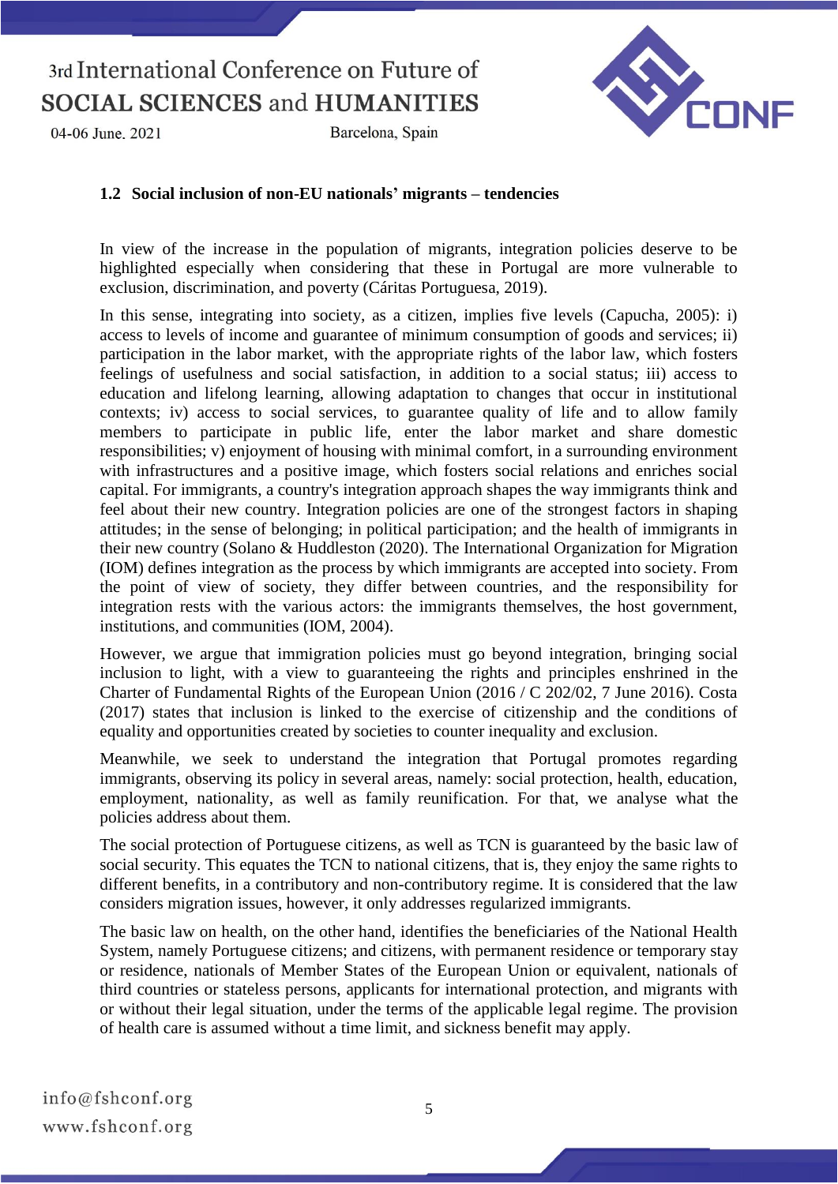### 1.2 Social inclusion of non-EU nationals' migrants – tendencies

In view of the increase in the population of migrants, integration policies deserve to be highlighted especially when considering that these in Portugal are more vulnerable to exclusion, discrimination, and poverty (Cáritas Portuguesa, 2019).

In this sense, integrating into society, as a citizen, implies five levels (Capucha, 2005): i) access to levels of income and guarantee of minimum consumption of goods and services; ii) participation in the labor market, with the appropriate rights of the labor law, which fosters feelings of usefulness and social satisfaction, in addition to a social status; iii) access to education and lifelong learning, allowing adaptation to changes that occur in institutional contexts; iv) access to social services, to guarantee quality of life and to allow family members to participate in public life, enter the labor market and share domestic responsibilities; v) enjoyment of housing with minimal comfort, in a surrounding environment with infrastructures and a positive image, which fosters social relations and enriches social capital. For immigrants, a country's integration approach shapes the way immigrants think and feel about their new country. Integration policies are one of the strongest factors in shaping attitudes; in the sense of belonging; in political participation; and the health of immigrants in their new country (Solano & Huddleston (2020). The International Organization for Migration (IOM) defines integration as the process by which immigrants are accepted into society. From the point of view of society, they differ between countries, and the responsibility for integration rests with the various actors: the immigrants themselves, the host government, institutions, and communities (IOM, 2004).

However, we argue that immigration policies must go beyond integration, bringing social inclusion to light, with a view to guaranteeing the rights and principles enshrined in the Charter of Fundamental Rights of the European Union (2016 / C 202/02, 7 June 2016). Costa (2017) states that inclusion is linked to the exercise of citizenship and the conditions of equality and opportunities created by societies to counter inequality and exclusion.

Meanwhile, we seek to understand the integration that Portugal promotes regarding immigrants, observing its policy in several areas, namely: social protection, health, education, employment, nationality, as well as family reunification. For that, we analyse what the policies address about them.

The social protection of Portuguese citizens, as well as TCN is guaranteed by the basic law of social security. This equates the TCN to national citizens, that is, they enjoy the same rights to different benefits, in a contributory and non-contributory regime. It is considered that the law considers migration issues, however, it only addresses regularized immigrants.

The basic law on health, on the other hand, identifies the beneficiaries of the National Health System, namely Portuguese citizens; and citizens, with permanent residence or temporary stay or residence, nationals of Member States of the European Union or equivalent, nationals of third countries or stateless persons, applicants for international protection, and migrants with or without their legal situation, under the terms of the applicable legal regime. The provision of health care is assumed without a time limit, and sickness benefit may apply.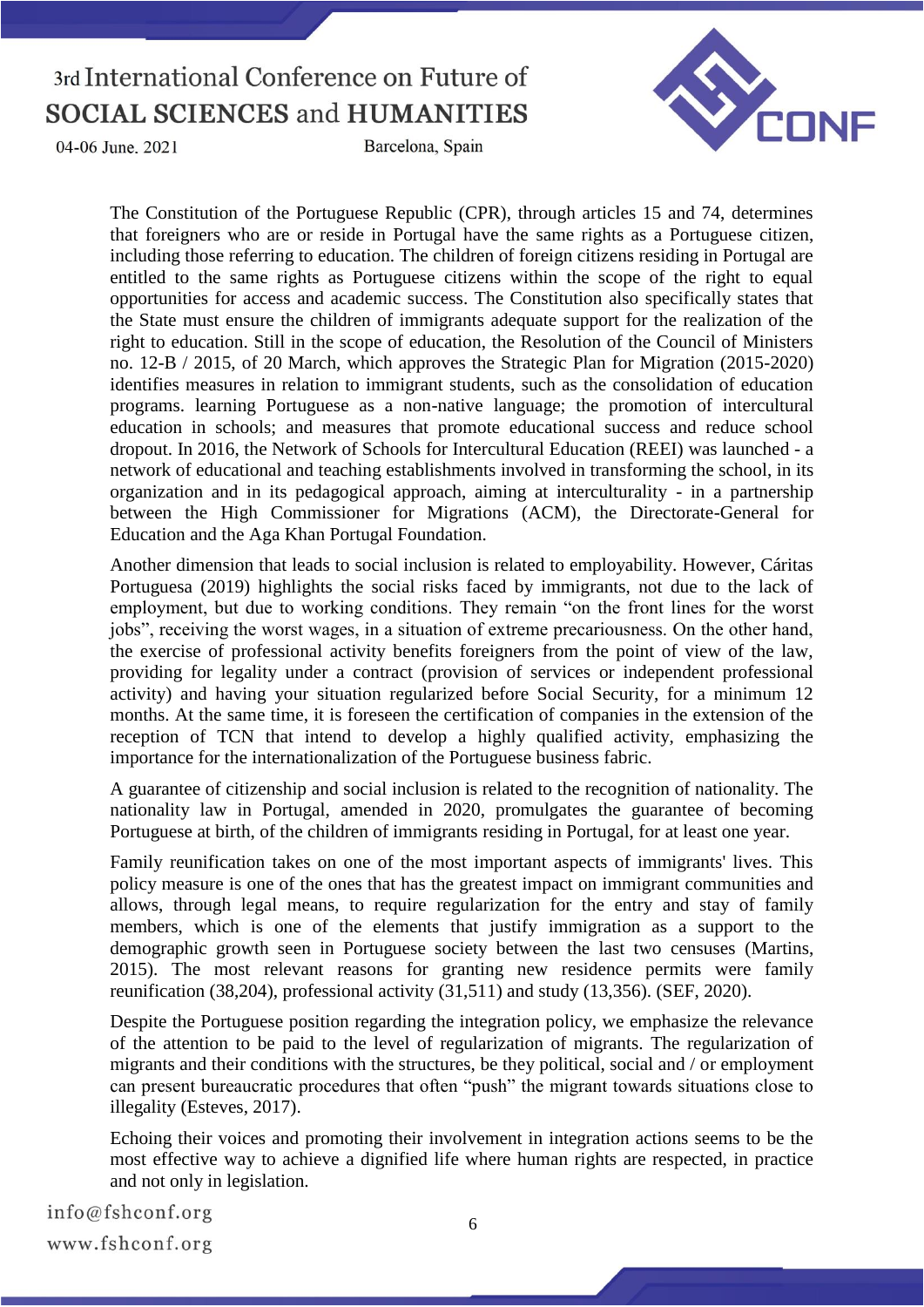The Constitution of the Portuguese Republic (CPR), through articles 15 and 74, determines that foreigners who are or reside in Portugal have the same rights as a Portuguese citizen, including those referring to education. The children of foreign citizens residing in Portugal are entitled to the same rights as Portuguese citizens within the scope of the right to equal opportunities for access and academic success. The Constitution also specifically states that the State must ensure the children of immigrants adequate support for the realization of the right to education. Still in the scope of education, the Resolution of the Council of Ministers no. 12-B / 2015, of 20 March, which approves the Strategic Plan for Migration (2015-2020) identifies measures in relation to immigrant students, such as the consolidation of education programs. learning Portuguese as a non-native language; the promotion of intercultural education in schools; and measures that promote educational success and reduce school dropout. In 2016, the Network of Schools for Intercultural Education (REEI) was launched - a network of educational and teaching establishments involved in transforming the school, in its organization and in its pedagogical approach, aiming at interculturality - in a partnership between the High Commissioner for Migrations (ACM), the Directorate-General for Education and the Aga Khan Portugal Foundation.

Another dimension that leads to social inclusion is related to employability. However, Cáritas Portuguesa (2019) highlights the social risks faced by immigrants, not due to the lack of employment, but due to working conditions. They remain "on the front lines for the worst jobs", receiving the worst wages, in a situation of extreme precariousness. On the other hand, the exercise of professional activity benefits foreigners from the point of view of the law, providing for legality under a contract (provision of services or independent professional activity) and having your situation regularized before Social Security, for a minimum 12 months. At the same time, it is foreseen the certification of companies in the extension of the reception of TCN that intend to develop a highly qualified activity, emphasizing the importance for the internationalization of the Portuguese business fabric.

A guarantee of citizenship and social inclusion is related to the recognition of nationality. The nationality law in Portugal, amended in 2020, promulgates the guarantee of becoming Portuguese at birth, of the children of immigrants residing in Portugal, for at least one year.

Family reunification takes on one of the most important aspects of immigrants' lives. This policy measure is one of the ones that has the greatest impact on immigrant communities and allows, through legal means, to require regularization for the entry and stay of family members, which is one of the elements that justify immigration as a support to the demographic growth seen in Portuguese society between the last two censuses (Martins, 2015). The most relevant reasons for granting new residence permits were family reunification (38,204), professional activity (31,511) and study (13,356). (SEF, 2020).

Despite the Portuguese position regarding the integration policy, we emphasize the relevance of the attention to be paid to the level of regularization of migrants. The regularization of migrants and their conditions with the structures, be they political, social and / or employment can present bureaucratic procedures that often "push" the migrant towards situations close to illegality (Esteves, 2017).

Echoing their voices and promoting their involvement in integration actions seems to be the most effective way to achieve a dignified life where human rights are respected, in practice and not only in legislation.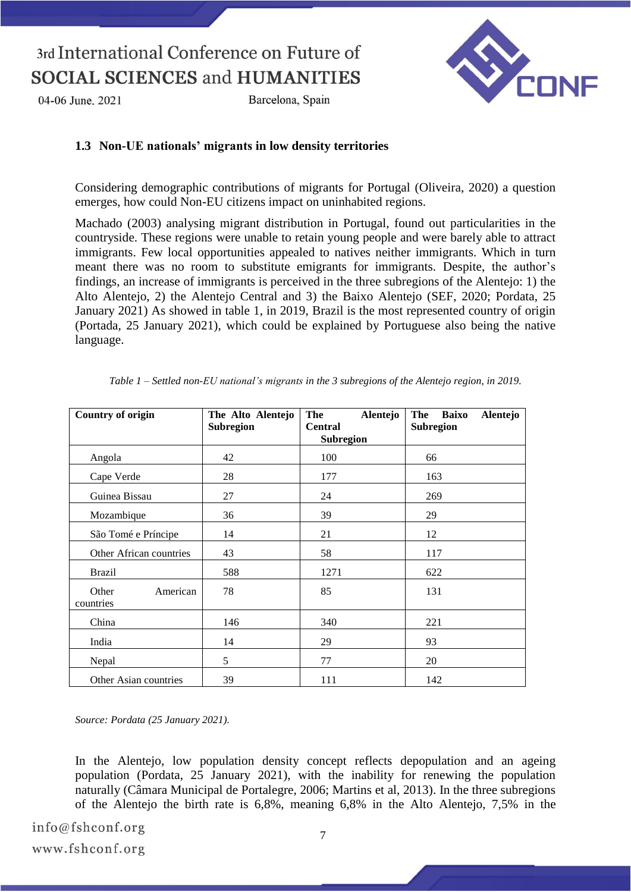### 1.3 Non-UE nationals' migrants in low density territories

Considering demographic contributions of migrants for Portugal (Oliveira, 2020) a question emerges, how could Non-EU citizens impact on uninhabited regions.

Machado (2003) analysing migrant distribution in Portugal, found out particularities in the countryside. These regions were unable to retain young people and were barely able to attract immigrants. Few local opportunities appealed to natives neither immigrants. Which in turn meant there was no room to substitute emigrants for immigrants. Despite, the author's findings, an increase of immigrants is perceived in the three subregions of the Alentejo: 1) the Alto Alentejo, 2) the Alentejo Central and 3) the Baixo Alentejo (SEF, 2020; Pordata, 25 January 2021) As showed in table 1, in 2019, Brazil is the most represented country of origin (Portada, 25 January 2021), which could be explained by Portuguese also being the native language.

*Table 1 – Settled non-EU national's migrants in the 3 subregions of the Alentejo region, in 2019.*

| Country of origin | The Alto Alentejo Subregion | The Alentejo Central Subregion | The Baixo Alentejo Subregion |
|---|---|---|---|
| Angola | 42 | 100 | 66 |
| Cape Verde | 28 | 177 | 163 |
| Guinea Bissau | 27 | 24 | 269 |
| Mozambique | 36 | 39 | 29 |
| São Tomé e Príncipe | 14 | 21 | 12 |
| Other African countries | 43 | 58 | 117 |
| Brazil | 588 | 1271 | 622 |
| Other American countries | 78 | 85 | 131 |
| China | 146 | 340 | 221 |
| India | 14 | 29 | 93 |
| Nepal | 5 | 77 | 20 |
| Other Asian countries | 39 | 111 | 142 |

*Source: Pordata (25 January 2021).*

In the Alentejo, low population density concept reflects depopulation and an ageing population (Pordata, 25 January 2021), with the inability for renewing the population naturally (Câmara Municipal de Portalegre, 2006; Martins et al, 2013). In the three subregions of the Alentejo the birth rate is 6,8%, meaning 6,8% in the Alto Alentejo, 7,5% in the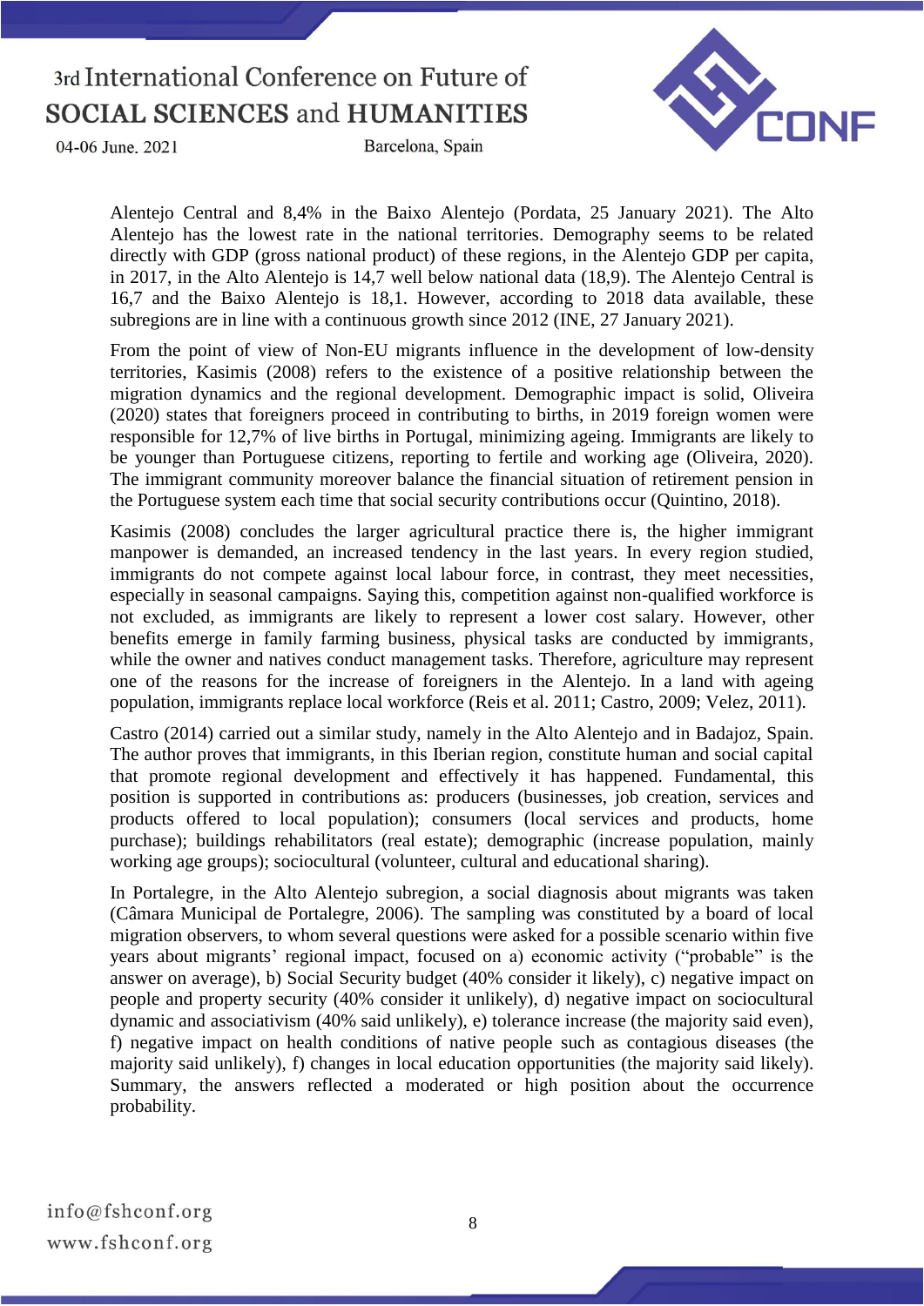Alentejo Central and 8,4% in the Baixo Alentejo (Pordata, 25 January 2021). The Alto Alentejo has the lowest rate in the national territories. Demography seems to be related directly with GDP (gross national product) of these regions, in the Alentejo GDP per capita, in 2017, in the Alto Alentejo is 14,7 well below national data (18,9). The Alentejo Central is 16,7 and the Baixo Alentejo is 18,1. However, according to 2018 data available, these subregions are in line with a continuous growth since 2012 (INE, 27 January 2021).

From the point of view of Non-EU migrants influence in the development of low-density territories, Kasimis (2008) refers to the existence of a positive relationship between the migration dynamics and the regional development. Demographic impact is solid, Oliveira (2020) states that foreigners proceed in contributing to births, in 2019 foreign women were responsible for 12,7% of live births in Portugal, minimizing ageing. Immigrants are likely to be younger than Portuguese citizens, reporting to fertile and working age (Oliveira, 2020). The immigrant community moreover balance the financial situation of retirement pension in the Portuguese system each time that social security contributions occur (Quintino, 2018).

Kasimis (2008) concludes the larger agricultural practice there is, the higher immigrant manpower is demanded, an increased tendency in the last years. In every region studied, immigrants do not compete against local labour force, in contrast, they meet necessities, especially in seasonal campaigns. Saying this, competition against non-qualified workforce is not excluded, as immigrants are likely to represent a lower cost salary. However, other benefits emerge in family farming business, physical tasks are conducted by immigrants, while the owner and natives conduct management tasks. Therefore, agriculture may represent one of the reasons for the increase of foreigners in the Alentejo. In a land with ageing population, immigrants replace local workforce (Reis et al. 2011; Castro, 2009; Velez, 2011).

Castro (2014) carried out a similar study, namely in the Alto Alentejo and in Badajoz, Spain. The author proves that immigrants, in this Iberian region, constitute human and social capital that promote regional development and effectively it has happened. Fundamental, this position is supported in contributions as: producers (businesses, job creation, services and products offered to local population); consumers (local services and products, home purchase); buildings rehabilitators (real estate); demographic (increase population, mainly working age groups); sociocultural (volunteer, cultural and educational sharing).

In Portalegre, in the Alto Alentejo subregion, a social diagnosis about migrants was taken (Câmara Municipal de Portalegre, 2006). The sampling was constituted by a board of local migration observers, to whom several questions were asked for a possible scenario within five years about migrants' regional impact, focused on a) economic activity ("probable" is the answer on average), b) Social Security budget (40% consider it likely), c) negative impact on people and property security (40% consider it unlikely), d) negative impact on sociocultural dynamic and associativism (40% said unlikely), e) tolerance increase (the majority said even), f) negative impact on health conditions of native people such as contagious diseases (the majority said unlikely), f) changes in local education opportunities (the majority said likely). Summary, the answers reflected a moderated or high position about the occurrence probability.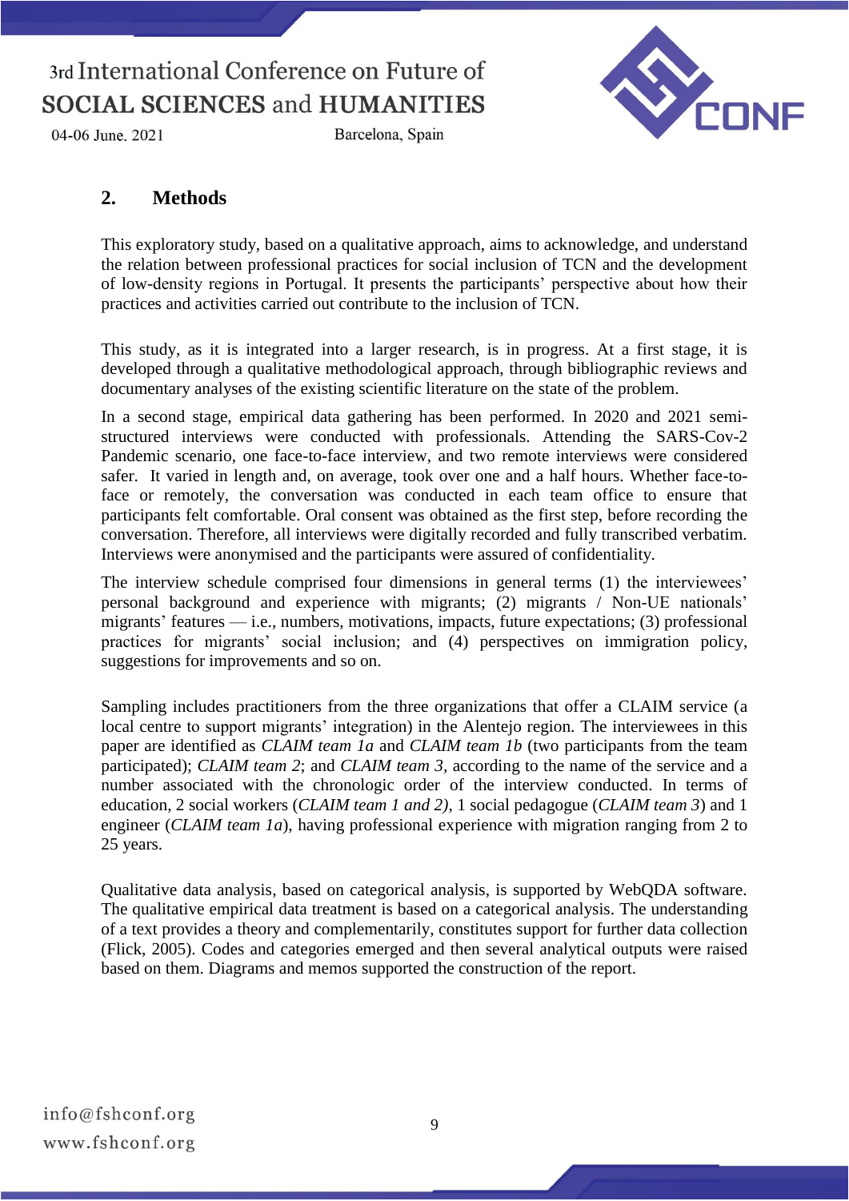## 2. Methods

This exploratory study, based on a qualitative approach, aims to acknowledge, and understand the relation between professional practices for social inclusion of TCN and the development of low-density regions in Portugal. It presents the participants' perspective about how their practices and activities carried out contribute to the inclusion of TCN.

This study, as it is integrated into a larger research, is in progress. At a first stage, it is developed through a qualitative methodological approach, through bibliographic reviews and documentary analyses of the existing scientific literature on the state of the problem.

In a second stage, empirical data gathering has been performed. In 2020 and 2021 semi-structured interviews were conducted with professionals. Attending the SARS-Cov-2 Pandemic scenario, one face-to-face interview, and two remote interviews were considered safer. It varied in length and, on average, took over one and a half hours. Whether face-to-face or remotely, the conversation was conducted in each team office to ensure that participants felt comfortable. Oral consent was obtained as the first step, before recording the conversation. Therefore, all interviews were digitally recorded and fully transcribed verbatim. Interviews were anonymised and the participants were assured of confidentiality.

The interview schedule comprised four dimensions in general terms (1) the interviewees' personal background and experience with migrants; (2) migrants / Non-UE nationals' migrants' features — i.e., numbers, motivations, impacts, future expectations; (3) professional practices for migrants' social inclusion; and (4) perspectives on immigration policy, suggestions for improvements and so on.

Sampling includes practitioners from the three organizations that offer a CLAIM service (a local centre to support migrants' integration) in the Alentejo region. The interviewees in this paper are identified as *CLAIM team 1a* and *CLAIM team 1b* (two participants from the team participated); *CLAIM team 2*; and *CLAIM team 3*, according to the name of the service and a number associated with the chronologic order of the interview conducted. In terms of education, 2 social workers (*CLAIM team 1 and 2)*, 1 social pedagogue (*CLAIM team 3*) and 1 engineer (*CLAIM team 1a*), having professional experience with migration ranging from 2 to 25 years.

Qualitative data analysis, based on categorical analysis, is supported by WebQDA software. The qualitative empirical data treatment is based on a categorical analysis. The understanding of a text provides a theory and complementarily, constitutes support for further data collection (Flick, 2005). Codes and categories emerged and then several analytical outputs were raised based on them. Diagrams and memos supported the construction of the report.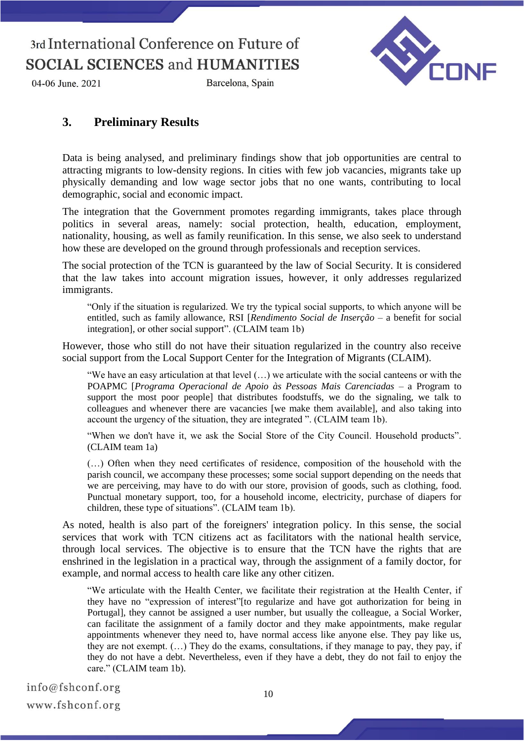## 3. Preliminary Results

Data is being analysed, and preliminary findings show that job opportunities are central to attracting migrants to low-density regions. In cities with few job vacancies, migrants take up physically demanding and low wage sector jobs that no one wants, contributing to local demographic, social and economic impact.

The integration that the Government promotes regarding immigrants, takes place through politics in several areas, namely: social protection, health, education, employment, nationality, housing, as well as family reunification. In this sense, we also seek to understand how these are developed on the ground through professionals and reception services.

The social protection of the TCN is guaranteed by the law of Social Security. It is considered that the law takes into account migration issues, however, it only addresses regularized immigrants.

> "Only if the situation is regularized. We try the typical social supports, to which anyone will be entitled, such as family allowance, RSI [*Rendimento Social de Inserção* – a benefit for social integration], or other social support". (CLAIM team 1b)

However, those who still do not have their situation regularized in the country also receive social support from the Local Support Center for the Integration of Migrants (CLAIM).

> "We have an easy articulation at that level (…) we articulate with the social canteens or with the POAPMC [*Programa Operacional de Apoio às Pessoas Mais Carenciadas* – a Program to support the most poor people] that distributes foodstuffs, we do the signaling, we talk to colleagues and whenever there are vacancies [we make them available], and also taking into account the urgency of the situation, they are integrated ". (CLAIM team 1b).

> "When we don't have it, we ask the Social Store of the City Council. Household products". (CLAIM team 1a)

> (…) Often when they need certificates of residence, composition of the household with the parish council, we accompany these processes; some social support depending on the needs that we are perceiving, may have to do with our store, provision of goods, such as clothing, food. Punctual monetary support, too, for a household income, electricity, purchase of diapers for children, these type of situations". (CLAIM team 1b).

As noted, health is also part of the foreigners' integration policy. In this sense, the social services that work with TCN citizens act as facilitators with the national health service, through local services. The objective is to ensure that the TCN have the rights that are enshrined in the legislation in a practical way, through the assignment of a family doctor, for example, and normal access to health care like any other citizen.

> "We articulate with the Health Center, we facilitate their registration at the Health Center, if they have no "expression of interest"[to regularize and have got authorization for being in Portugal], they cannot be assigned a user number, but usually the colleague, a Social Worker, can facilitate the assignment of a family doctor and they make appointments, make regular appointments whenever they need to, have normal access like anyone else. They pay like us, they are not exempt. (…) They do the exams, consultations, if they manage to pay, they pay, if they do not have a debt. Nevertheless, even if they have a debt, they do not fail to enjoy the care." (CLAIM team 1b).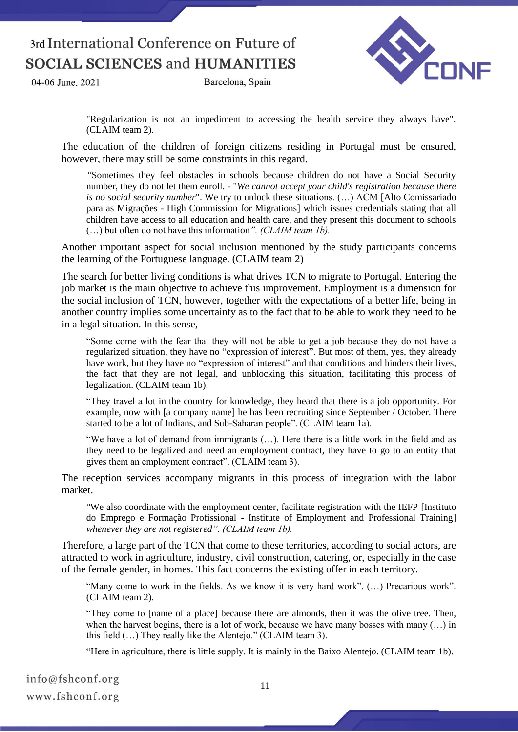> "Regularization is not an impediment to accessing the health service they always have". (CLAIM team 2).

The education of the children of foreign citizens residing in Portugal must be ensured, however, there may still be some constraints in this regard.

> *"*Sometimes they feel obstacles in schools because children do not have a Social Security number, they do not let them enroll. - "*We cannot accept your child's registration because there is no social security number*". We try to unlock these situations. (…) ACM [Alto Comissariado para as Migrações - High Commission for Migrations] which issues credentials stating that all children have access to all education and health care, and they present this document to schools (…) but often do not have this information*". (CLAIM team 1b).*

Another important aspect for social inclusion mentioned by the study participants concerns the learning of the Portuguese language. (CLAIM team 2)

The search for better living conditions is what drives TCN to migrate to Portugal. Entering the job market is the main objective to achieve this improvement. Employment is a dimension for the social inclusion of TCN, however, together with the expectations of a better life, being in another country implies some uncertainty as to the fact that to be able to work they need to be in a legal situation. In this sense,

> "Some come with the fear that they will not be able to get a job because they do not have a regularized situation, they have no "expression of interest". But most of them, yes, they already have work, but they have no "expression of interest" and that conditions and hinders their lives, the fact that they are not legal, and unblocking this situation, facilitating this process of legalization. (CLAIM team 1b).

> "They travel a lot in the country for knowledge, they heard that there is a job opportunity. For example, now with [a company name] he has been recruiting since September / October. There started to be a lot of Indians, and Sub-Saharan people". (CLAIM team 1a).

> "We have a lot of demand from immigrants (…). Here there is a little work in the field and as they need to be legalized and need an employment contract, they have to go to an entity that gives them an employment contract". (CLAIM team 3).

The reception services accompany migrants in this process of integration with the labor market.

> *"*We also coordinate with the employment center, facilitate registration with the IEFP [Instituto do Emprego e Formação Profissional - Institute of Employment and Professional Training] *whenever they are not registered". (CLAIM team 1b).*

Therefore, a large part of the TCN that come to these territories, according to social actors, are attracted to work in agriculture, industry, civil construction, catering, or, especially in the case of the female gender, in homes. This fact concerns the existing offer in each territory.

> "Many come to work in the fields. As we know it is very hard work". (…) Precarious work". (CLAIM team 2).

> "They come to [name of a place] because there are almonds, then it was the olive tree. Then, when the harvest begins, there is a lot of work, because we have many bosses with many (…) in this field (…) They really like the Alentejo." (CLAIM team 3).

> "Here in agriculture, there is little supply. It is mainly in the Baixo Alentejo. (CLAIM team 1b).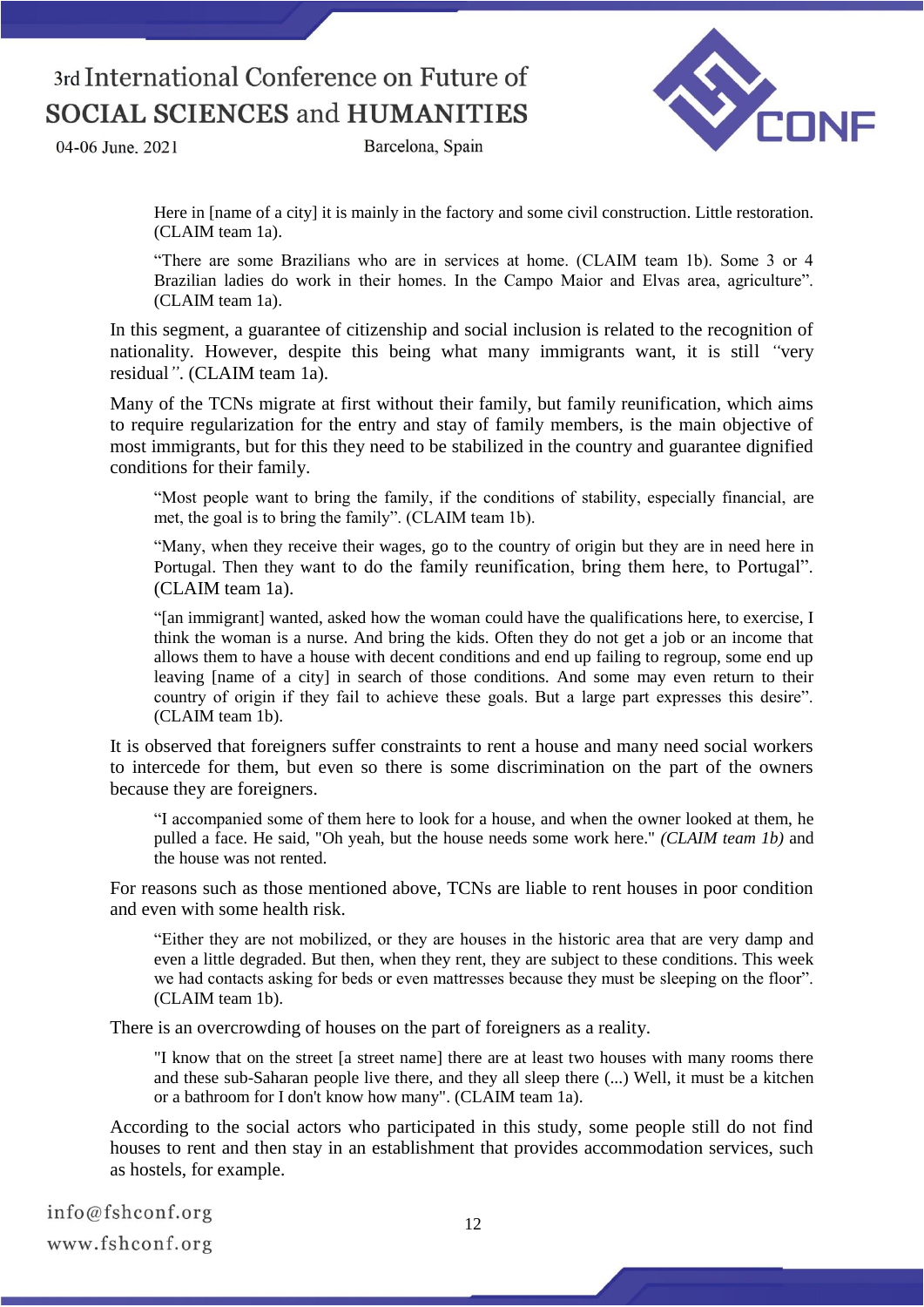> Here in [name of a city] it is mainly in the factory and some civil construction. Little restoration. (CLAIM team 1a).

> "There are some Brazilians who are in services at home. (CLAIM team 1b). Some 3 or 4 Brazilian ladies do work in their homes. In the Campo Maior and Elvas area, agriculture". (CLAIM team 1a).

In this segment, a guarantee of citizenship and social inclusion is related to the recognition of nationality. However, despite this being what many immigrants want, it is still *"*very residual*"*. (CLAIM team 1a).

Many of the TCNs migrate at first without their family, but family reunification, which aims to require regularization for the entry and stay of family members, is the main objective of most immigrants, but for this they need to be stabilized in the country and guarantee dignified conditions for their family.

> "Most people want to bring the family, if the conditions of stability, especially financial, are met, the goal is to bring the family". (CLAIM team 1b).

> "Many, when they receive their wages, go to the country of origin but they are in need here in Portugal. Then they want to do the family reunification, bring them here, to Portugal". (CLAIM team 1a).

> "[an immigrant] wanted, asked how the woman could have the qualifications here, to exercise, I think the woman is a nurse. And bring the kids. Often they do not get a job or an income that allows them to have a house with decent conditions and end up failing to regroup, some end up leaving [name of a city] in search of those conditions. And some may even return to their country of origin if they fail to achieve these goals. But a large part expresses this desire". (CLAIM team 1b).

It is observed that foreigners suffer constraints to rent a house and many need social workers to intercede for them, but even so there is some discrimination on the part of the owners because they are foreigners.

> "I accompanied some of them here to look for a house, and when the owner looked at them, he pulled a face. He said, "Oh yeah, but the house needs some work here." *(CLAIM team 1b)* and the house was not rented.

For reasons such as those mentioned above, TCNs are liable to rent houses in poor condition and even with some health risk.

> "Either they are not mobilized, or they are houses in the historic area that are very damp and even a little degraded. But then, when they rent, they are subject to these conditions. This week we had contacts asking for beds or even mattresses because they must be sleeping on the floor". (CLAIM team 1b).

There is an overcrowding of houses on the part of foreigners as a reality.

> "I know that on the street [a street name] there are at least two houses with many rooms there and these sub-Saharan people live there, and they all sleep there (...) Well, it must be a kitchen or a bathroom for I don't know how many". (CLAIM team 1a).

According to the social actors who participated in this study, some people still do not find houses to rent and then stay in an establishment that provides accommodation services, such as hostels, for example.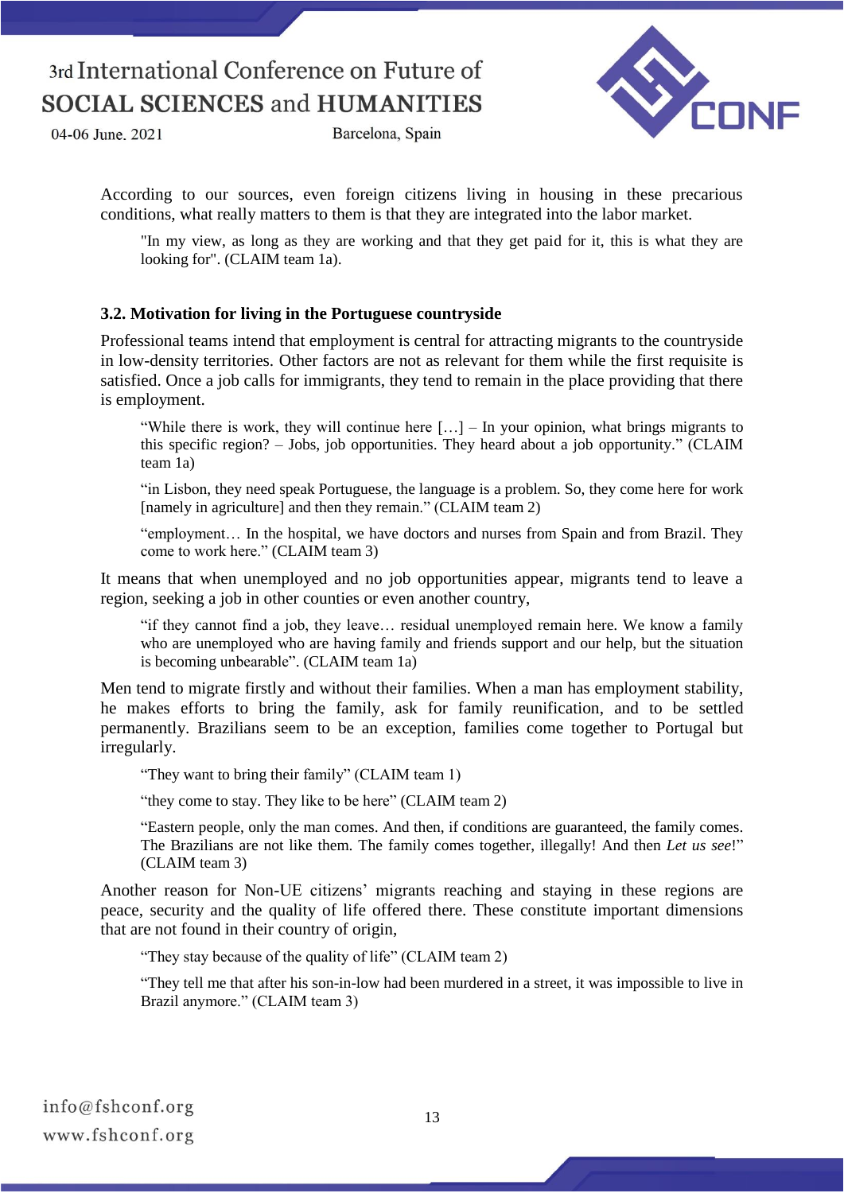According to our sources, even foreign citizens living in housing in these precarious conditions, what really matters to them is that they are integrated into the labor market.

> "In my view, as long as they are working and that they get paid for it, this is what they are looking for". (CLAIM team 1a).

### 3.2. Motivation for living in the Portuguese countryside

Professional teams intend that employment is central for attracting migrants to the countryside in low-density territories. Other factors are not as relevant for them while the first requisite is satisfied. Once a job calls for immigrants, they tend to remain in the place providing that there is employment.

> "While there is work, they will continue here […] – In your opinion, what brings migrants to this specific region? – Jobs, job opportunities. They heard about a job opportunity." (CLAIM team 1a)

> "in Lisbon, they need speak Portuguese, the language is a problem. So, they come here for work [namely in agriculture] and then they remain." (CLAIM team 2)

> "employment… In the hospital, we have doctors and nurses from Spain and from Brazil. They come to work here." (CLAIM team 3)

It means that when unemployed and no job opportunities appear, migrants tend to leave a region, seeking a job in other counties or even another country,

> "if they cannot find a job, they leave… residual unemployed remain here. We know a family who are unemployed who are having family and friends support and our help, but the situation is becoming unbearable". (CLAIM team 1a)

Men tend to migrate firstly and without their families. When a man has employment stability, he makes efforts to bring the family, ask for family reunification, and to be settled permanently. Brazilians seem to be an exception, families come together to Portugal but irregularly.

> "They want to bring their family" (CLAIM team 1)

> "they come to stay. They like to be here" (CLAIM team 2)

> "Eastern people, only the man comes. And then, if conditions are guaranteed, the family comes. The Brazilians are not like them. The family comes together, illegally! And then *Let us see*!" (CLAIM team 3)

Another reason for Non-UE citizens' migrants reaching and staying in these regions are peace, security and the quality of life offered there. These constitute important dimensions that are not found in their country of origin,

> "They stay because of the quality of life" (CLAIM team 2)

> "They tell me that after his son-in-low had been murdered in a street, it was impossible to live in Brazil anymore." (CLAIM team 3)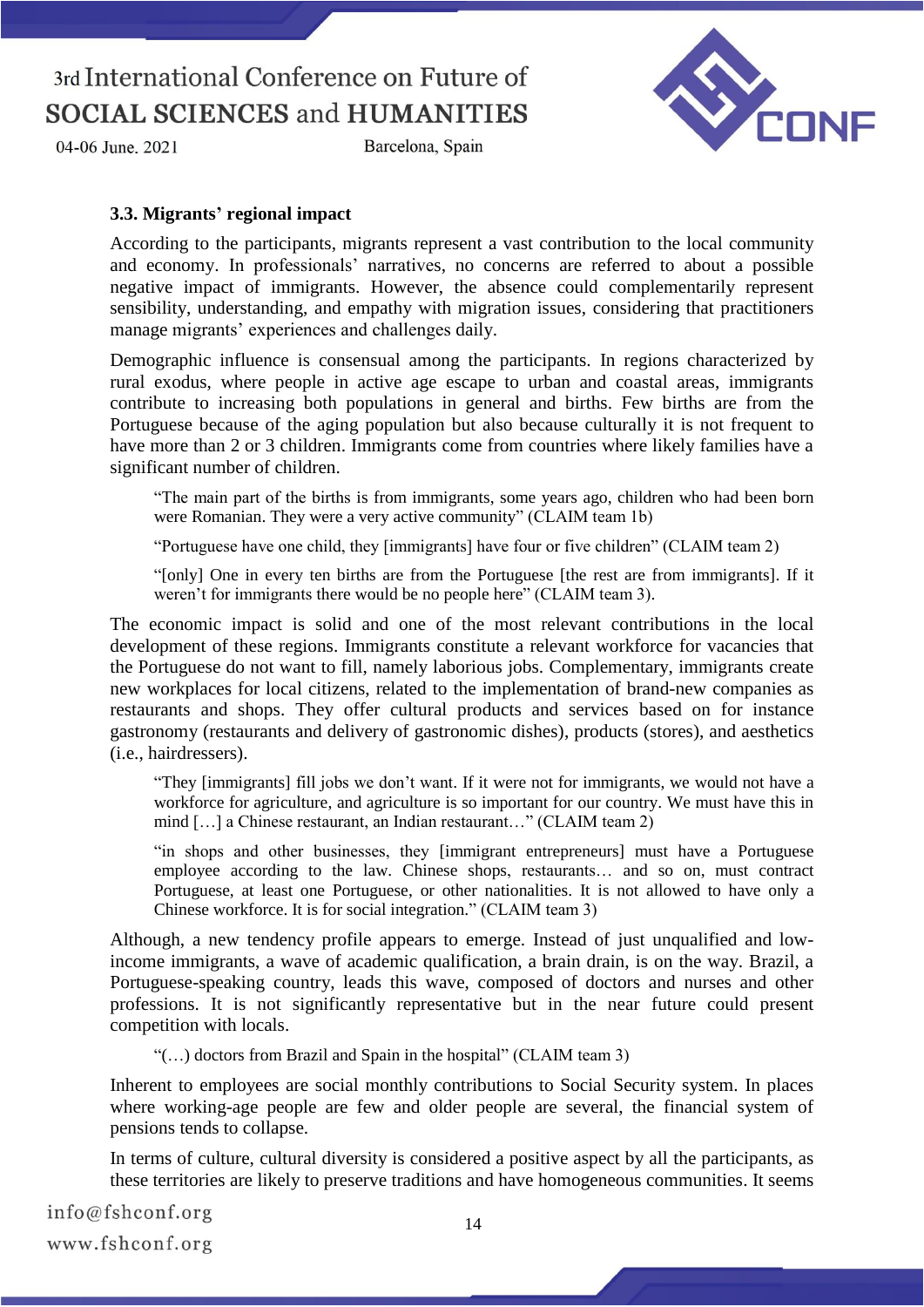### 3.3. Migrants' regional impact

According to the participants, migrants represent a vast contribution to the local community and economy. In professionals' narratives, no concerns are referred to about a possible negative impact of immigrants. However, the absence could complementarily represent sensibility, understanding, and empathy with migration issues, considering that practitioners manage migrants' experiences and challenges daily.

Demographic influence is consensual among the participants. In regions characterized by rural exodus, where people in active age escape to urban and coastal areas, immigrants contribute to increasing both populations in general and births. Few births are from the Portuguese because of the aging population but also because culturally it is not frequent to have more than 2 or 3 children. Immigrants come from countries where likely families have a significant number of children.

> "The main part of the births is from immigrants, some years ago, children who had been born were Romanian. They were a very active community" (CLAIM team 1b)

> "Portuguese have one child, they [immigrants] have four or five children" (CLAIM team 2)

> "[only] One in every ten births are from the Portuguese [the rest are from immigrants]. If it weren't for immigrants there would be no people here" (CLAIM team 3).

The economic impact is solid and one of the most relevant contributions in the local development of these regions. Immigrants constitute a relevant workforce for vacancies that the Portuguese do not want to fill, namely laborious jobs. Complementary, immigrants create new workplaces for local citizens, related to the implementation of brand-new companies as restaurants and shops. They offer cultural products and services based on for instance gastronomy (restaurants and delivery of gastronomic dishes), products (stores), and aesthetics (i.e., hairdressers).

> "They [immigrants] fill jobs we don't want. If it were not for immigrants, we would not have a workforce for agriculture, and agriculture is so important for our country. We must have this in mind […] a Chinese restaurant, an Indian restaurant…" (CLAIM team 2)

> "in shops and other businesses, they [immigrant entrepreneurs] must have a Portuguese employee according to the law. Chinese shops, restaurants… and so on, must contract Portuguese, at least one Portuguese, or other nationalities. It is not allowed to have only a Chinese workforce. It is for social integration." (CLAIM team 3)

Although, a new tendency profile appears to emerge. Instead of just unqualified and low-income immigrants, a wave of academic qualification, a brain drain, is on the way. Brazil, a Portuguese-speaking country, leads this wave, composed of doctors and nurses and other professions. It is not significantly representative but in the near future could present competition with locals.

> "(…) doctors from Brazil and Spain in the hospital" (CLAIM team 3)

Inherent to employees are social monthly contributions to Social Security system. In places where working-age people are few and older people are several, the financial system of pensions tends to collapse.

In terms of culture, cultural diversity is considered a positive aspect by all the participants, as these territories are likely to preserve traditions and have homogeneous communities. It seems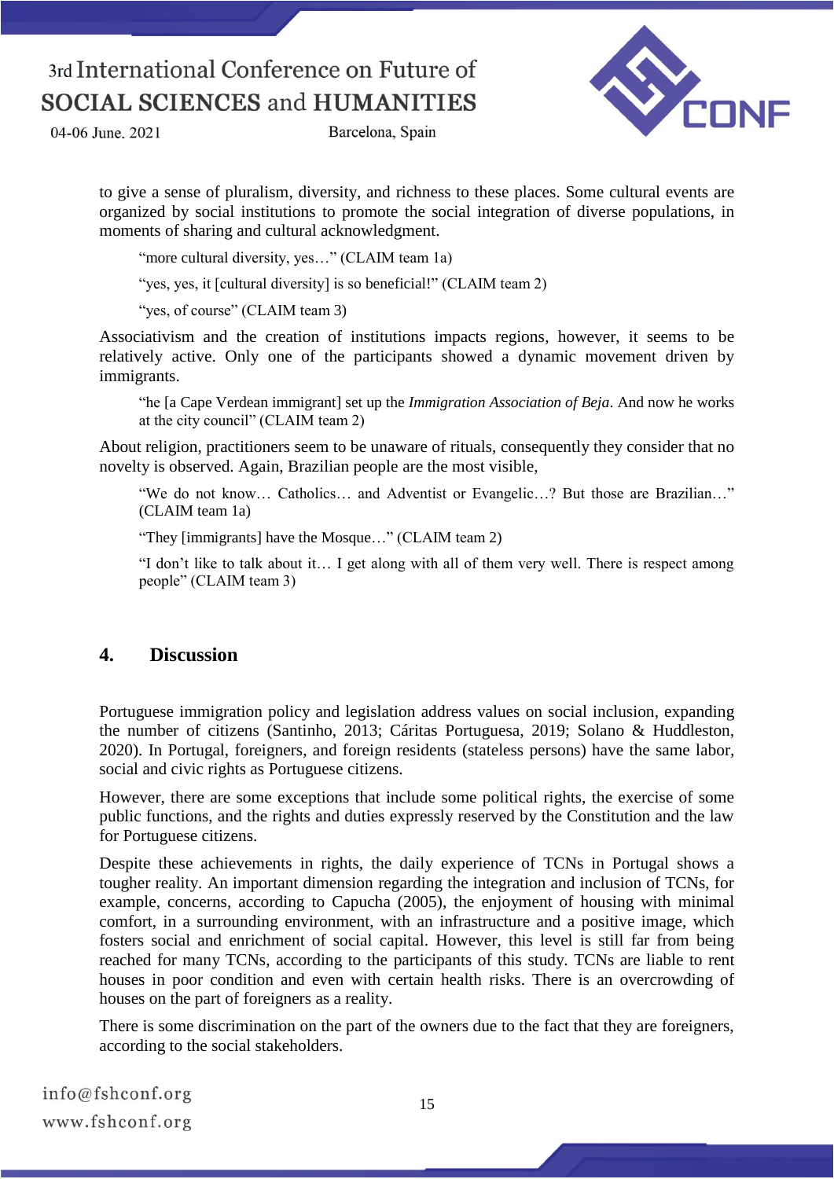to give a sense of pluralism, diversity, and richness to these places. Some cultural events are organized by social institutions to promote the social integration of diverse populations, in moments of sharing and cultural acknowledgment.

> "more cultural diversity, yes…" (CLAIM team 1a)
>
> "yes, yes, it [cultural diversity] is so beneficial!" (CLAIM team 2)
>
> "yes, of course" (CLAIM team 3)

Associativism and the creation of institutions impacts regions, however, it seems to be relatively active. Only one of the participants showed a dynamic movement driven by immigrants.

> "he [a Cape Verdean immigrant] set up the *Immigration Association of Beja*. And now he works at the city council" (CLAIM team 2)

About religion, practitioners seem to be unaware of rituals, consequently they consider that no novelty is observed. Again, Brazilian people are the most visible,

> "We do not know… Catholics… and Adventist or Evangelic…? But those are Brazilian…" (CLAIM team 1a)
>
> "They [immigrants] have the Mosque…" (CLAIM team 2)
>
> "I don't like to talk about it… I get along with all of them very well. There is respect among people" (CLAIM team 3)

## 4. Discussion

Portuguese immigration policy and legislation address values on social inclusion, expanding the number of citizens (Santinho, 2013; Cáritas Portuguesa, 2019; Solano & Huddleston, 2020). In Portugal, foreigners, and foreign residents (stateless persons) have the same labor, social and civic rights as Portuguese citizens.

However, there are some exceptions that include some political rights, the exercise of some public functions, and the rights and duties expressly reserved by the Constitution and the law for Portuguese citizens.

Despite these achievements in rights, the daily experience of TCNs in Portugal shows a tougher reality. An important dimension regarding the integration and inclusion of TCNs, for example, concerns, according to Capucha (2005), the enjoyment of housing with minimal comfort, in a surrounding environment, with an infrastructure and a positive image, which fosters social and enrichment of social capital. However, this level is still far from being reached for many TCNs, according to the participants of this study. TCNs are liable to rent houses in poor condition and even with certain health risks. There is an overcrowding of houses on the part of foreigners as a reality.

There is some discrimination on the part of the owners due to the fact that they are foreigners, according to the social stakeholders.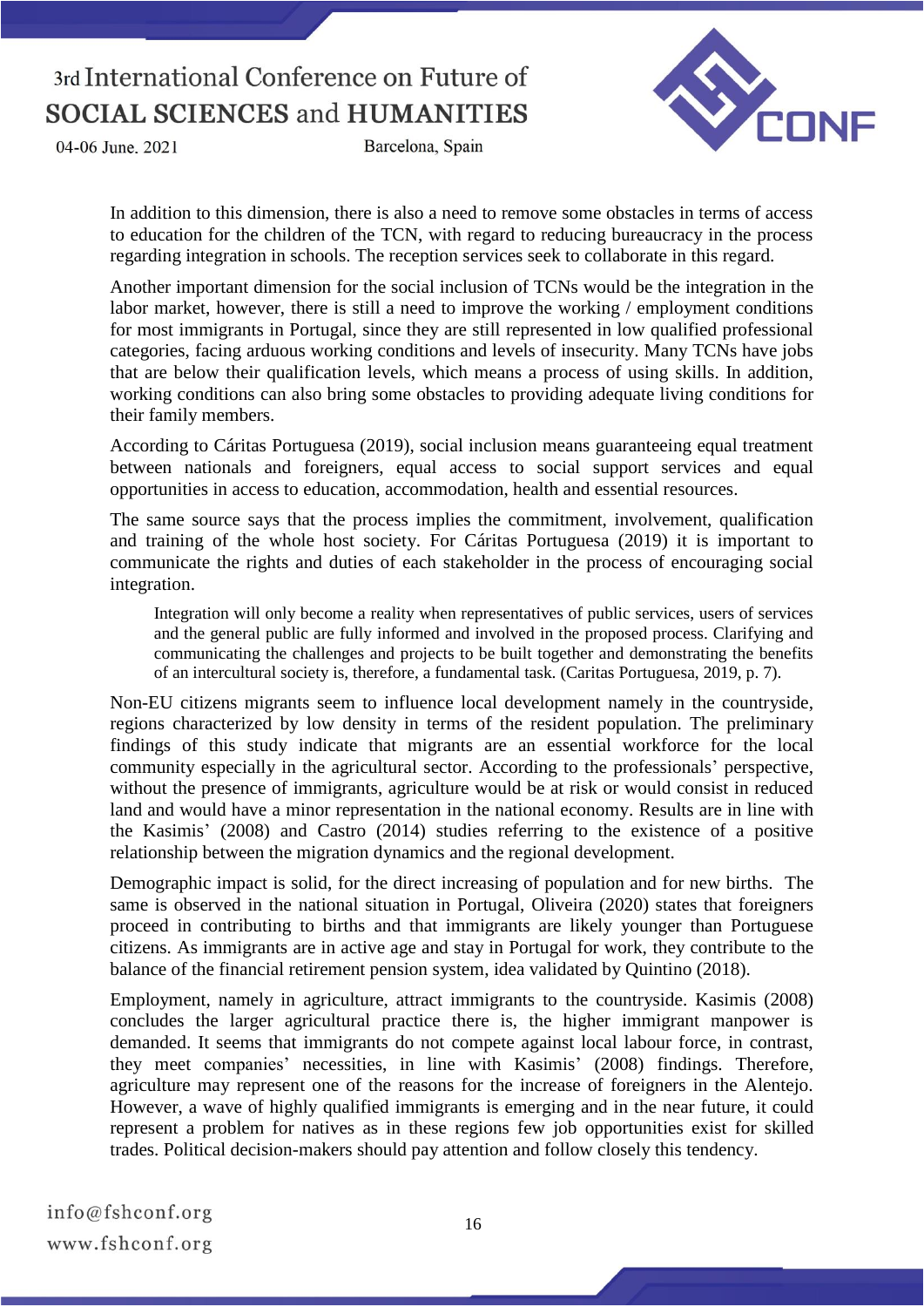In addition to this dimension, there is also a need to remove some obstacles in terms of access to education for the children of the TCN, with regard to reducing bureaucracy in the process regarding integration in schools. The reception services seek to collaborate in this regard.

Another important dimension for the social inclusion of TCNs would be the integration in the labor market, however, there is still a need to improve the working / employment conditions for most immigrants in Portugal, since they are still represented in low qualified professional categories, facing arduous working conditions and levels of insecurity. Many TCNs have jobs that are below their qualification levels, which means a process of using skills. In addition, working conditions can also bring some obstacles to providing adequate living conditions for their family members.

According to Cáritas Portuguesa (2019), social inclusion means guaranteeing equal treatment between nationals and foreigners, equal access to social support services and equal opportunities in access to education, accommodation, health and essential resources.

The same source says that the process implies the commitment, involvement, qualification and training of the whole host society. For Cáritas Portuguesa (2019) it is important to communicate the rights and duties of each stakeholder in the process of encouraging social integration.

> Integration will only become a reality when representatives of public services, users of services and the general public are fully informed and involved in the proposed process. Clarifying and communicating the challenges and projects to be built together and demonstrating the benefits of an intercultural society is, therefore, a fundamental task. (Caritas Portuguesa, 2019, p. 7).

Non-EU citizens migrants seem to influence local development namely in the countryside, regions characterized by low density in terms of the resident population. The preliminary findings of this study indicate that migrants are an essential workforce for the local community especially in the agricultural sector. According to the professionals' perspective, without the presence of immigrants, agriculture would be at risk or would consist in reduced land and would have a minor representation in the national economy. Results are in line with the Kasimis' (2008) and Castro (2014) studies referring to the existence of a positive relationship between the migration dynamics and the regional development.

Demographic impact is solid, for the direct increasing of population and for new births. The same is observed in the national situation in Portugal, Oliveira (2020) states that foreigners proceed in contributing to births and that immigrants are likely younger than Portuguese citizens. As immigrants are in active age and stay in Portugal for work, they contribute to the balance of the financial retirement pension system, idea validated by Quintino (2018).

Employment, namely in agriculture, attract immigrants to the countryside. Kasimis (2008) concludes the larger agricultural practice there is, the higher immigrant manpower is demanded. It seems that immigrants do not compete against local labour force, in contrast, they meet companies' necessities, in line with Kasimis' (2008) findings. Therefore, agriculture may represent one of the reasons for the increase of foreigners in the Alentejo. However, a wave of highly qualified immigrants is emerging and in the near future, it could represent a problem for natives as in these regions few job opportunities exist for skilled trades. Political decision-makers should pay attention and follow closely this tendency.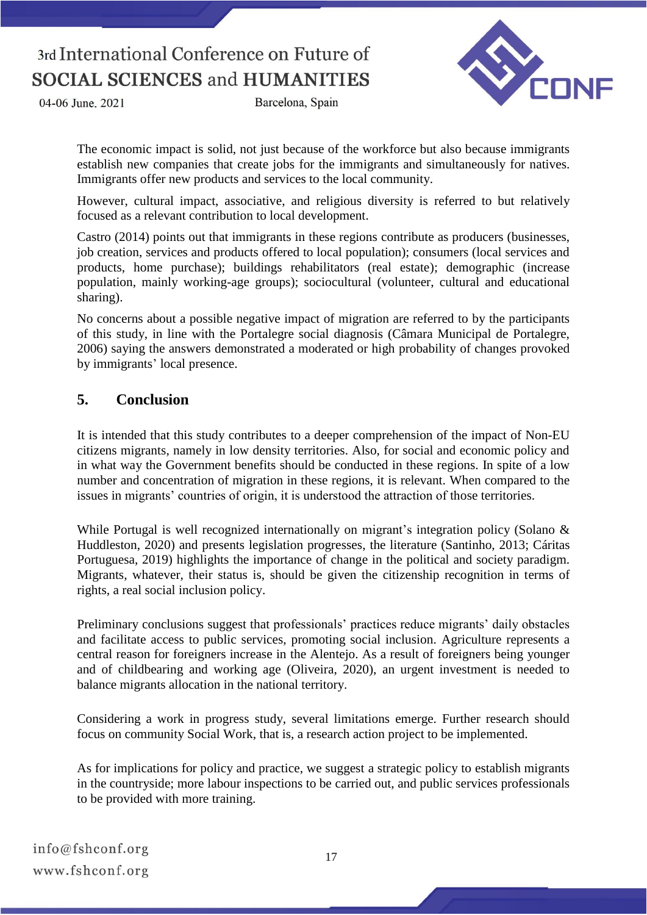The economic impact is solid, not just because of the workforce but also because immigrants establish new companies that create jobs for the immigrants and simultaneously for natives. Immigrants offer new products and services to the local community.

However, cultural impact, associative, and religious diversity is referred to but relatively focused as a relevant contribution to local development.

Castro (2014) points out that immigrants in these regions contribute as producers (businesses, job creation, services and products offered to local population); consumers (local services and products, home purchase); buildings rehabilitators (real estate); demographic (increase population, mainly working-age groups); sociocultural (volunteer, cultural and educational sharing).

No concerns about a possible negative impact of migration are referred to by the participants of this study, in line with the Portalegre social diagnosis (Câmara Municipal de Portalegre, 2006) saying the answers demonstrated a moderated or high probability of changes provoked by immigrants' local presence.

## 5. Conclusion

It is intended that this study contributes to a deeper comprehension of the impact of Non-EU citizens migrants, namely in low density territories. Also, for social and economic policy and in what way the Government benefits should be conducted in these regions. In spite of a low number and concentration of migration in these regions, it is relevant. When compared to the issues in migrants' countries of origin, it is understood the attraction of those territories.

While Portugal is well recognized internationally on migrant's integration policy (Solano & Huddleston, 2020) and presents legislation progresses, the literature (Santinho, 2013; Cáritas Portuguesa, 2019) highlights the importance of change in the political and society paradigm. Migrants, whatever, their status is, should be given the citizenship recognition in terms of rights, a real social inclusion policy.

Preliminary conclusions suggest that professionals' practices reduce migrants' daily obstacles and facilitate access to public services, promoting social inclusion. Agriculture represents a central reason for foreigners increase in the Alentejo. As a result of foreigners being younger and of childbearing and working age (Oliveira, 2020), an urgent investment is needed to balance migrants allocation in the national territory.

Considering a work in progress study, several limitations emerge. Further research should focus on community Social Work, that is, a research action project to be implemented.

As for implications for policy and practice, we suggest a strategic policy to establish migrants in the countryside; more labour inspections to be carried out, and public services professionals to be provided with more training.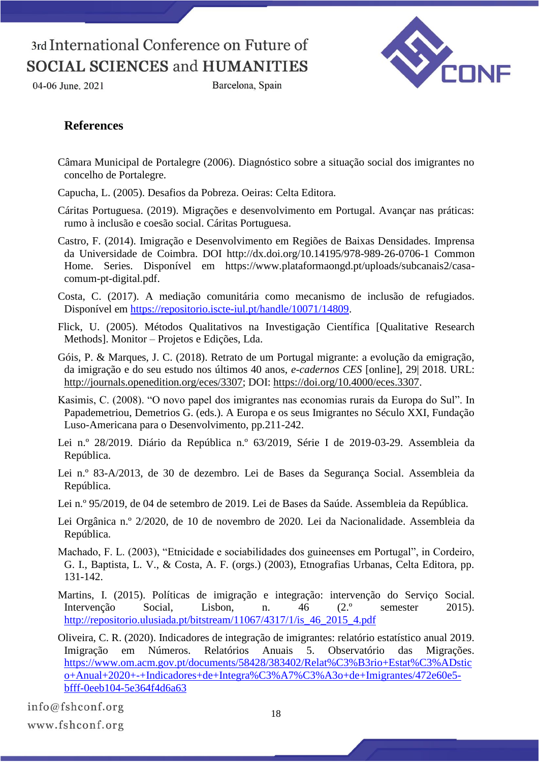## References

Câmara Municipal de Portalegre (2006). Diagnóstico sobre a situação social dos imigrantes no concelho de Portalegre.

Capucha, L. (2005). Desafios da Pobreza. Oeiras: Celta Editora.

Cáritas Portuguesa. (2019). Migrações e desenvolvimento em Portugal. Avançar nas práticas: rumo à inclusão e coesão social. Cáritas Portuguesa.

Castro, F. (2014). Imigração e Desenvolvimento em Regiões de Baixas Densidades. Imprensa da Universidade de Coimbra. DOI http://dx.doi.org/10.14195/978-989-26-0706-1 Common Home. Series. Disponível em https://www.plataformaongd.pt/uploads/subcanais2/casa-comum-pt-digital.pdf.

Costa, C. (2017). A mediação comunitária como mecanismo de inclusão de refugiados. Disponível em https://repositorio.iscte-iul.pt/handle/10071/14809.

Flick, U. (2005). Métodos Qualitativos na Investigação Científica [Qualitative Research Methods]. Monitor – Projetos e Edições, Lda.

Góis, P. & Marques, J. C. (2018). Retrato de um Portugal migrante: a evolução da emigração, da imigração e do seu estudo nos últimos 40 anos, *e-cadernos CES* [online], 29| 2018. URL: http://journals.openedition.org/eces/3307; DOI: https://doi.org/10.4000/eces.3307.

Kasimis, C. (2008). "O novo papel dos imigrantes nas economias rurais da Europa do Sul". In Papademetriou, Demetrios G. (eds.). A Europa e os seus Imigrantes no Século XXI, Fundação Luso-Americana para o Desenvolvimento, pp.211-242.

Lei n.º 28/2019. Diário da República n.º 63/2019, Série I de 2019-03-29. Assembleia da República.

Lei n.º 83-A/2013, de 30 de dezembro. Lei de Bases da Segurança Social. Assembleia da República.

Lei n.º 95/2019, de 04 de setembro de 2019. Lei de Bases da Saúde. Assembleia da República.

Lei Orgânica n.º 2/2020, de 10 de novembro de 2020. Lei da Nacionalidade. Assembleia da República.

Machado, F. L. (2003), "Etnicidade e sociabilidades dos guineenses em Portugal", in Cordeiro, G. I., Baptista, L. V., & Costa, A. F. (orgs.) (2003), Etnografias Urbanas, Celta Editora, pp. 131-142.

Martins, I. (2015). Políticas de imigração e integração: intervenção do Serviço Social. Intervenção Social, Lisbon, n. 46 (2.º semester 2015). http://repositorio.ulusiada.pt/bitstream/11067/4317/1/is_46_2015_4.pdf

Oliveira, C. R. (2020). Indicadores de integração de imigrantes: relatório estatístico anual 2019. Imigração em Números. Relatórios Anuais 5. Observatório das Migrações. https://www.om.acm.gov.pt/documents/58428/383402/Relat%C3%B3rio+Estat%C3%ADstico+Anual+2020+-+Indicadores+de+Integra%C3%A7%C3%A3o+de+Imigrantes/472e60e5-bfff-0eeb104-5e364f4d6a63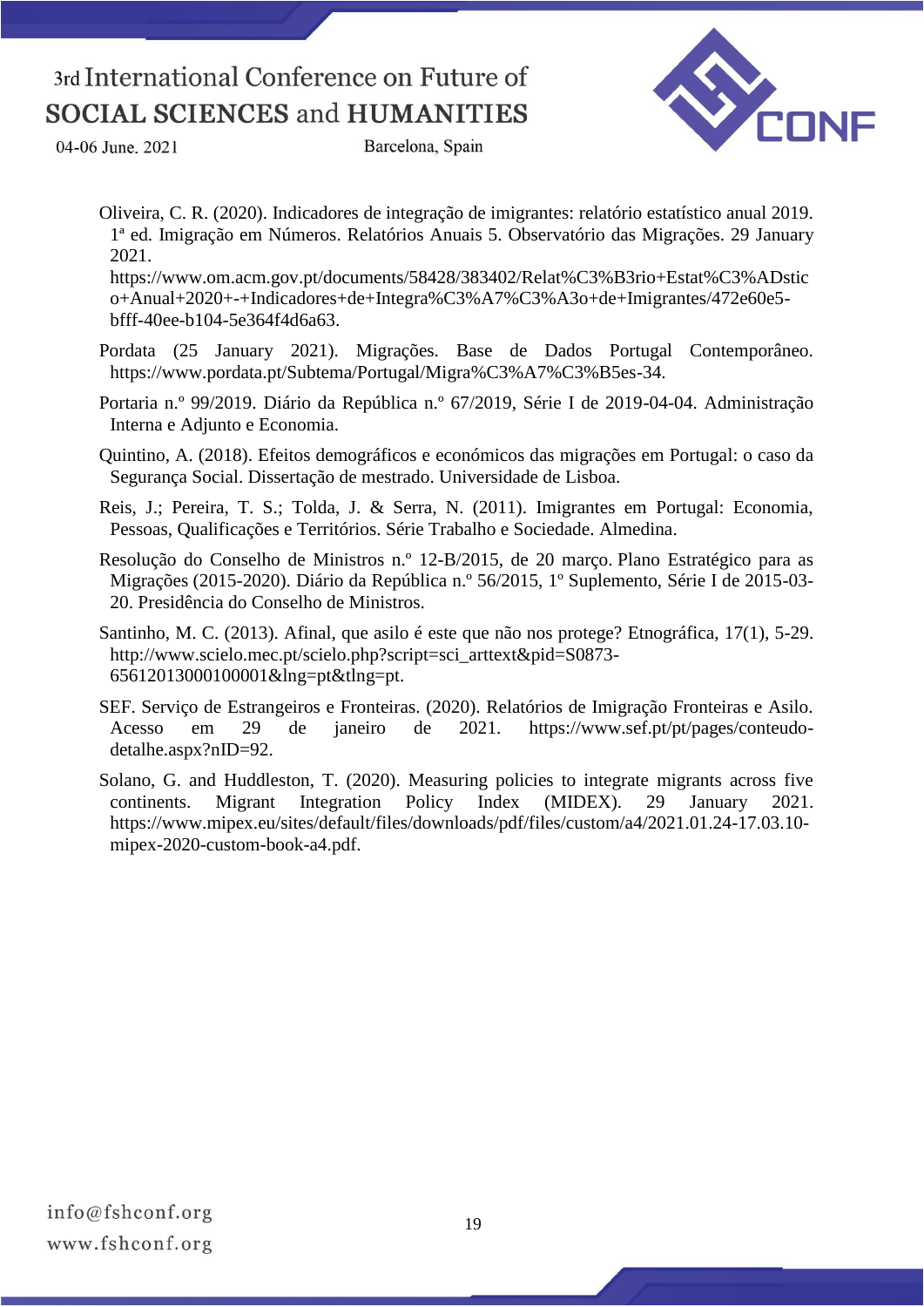Oliveira, C. R. (2020). Indicadores de integração de imigrantes: relatório estatístico anual 2019. 1ª ed. Imigração em Números. Relatórios Anuais 5. Observatório das Migrações. 29 January 2021. https://www.om.acm.gov.pt/documents/58428/383402/Relat%C3%B3rio+Estat%C3%ADstico+Anual+2020+-+Indicadores+de+Integra%C3%A7%C3%A3o+de+Imigrantes/472e60e5-bfff-40ee-b104-5e364f4d6a63.

Pordata (25 January 2021). Migrações. Base de Dados Portugal Contemporâneo. https://www.pordata.pt/Subtema/Portugal/Migra%C3%A7%C3%B5es-34.

Portaria n.º 99/2019. Diário da República n.º 67/2019, Série I de 2019-04-04. Administração Interna e Adjunto e Economia.

Quintino, A. (2018). Efeitos demográficos e económicos das migrações em Portugal: o caso da Segurança Social. Dissertação de mestrado. Universidade de Lisboa.

Reis, J.; Pereira, T. S.; Tolda, J. & Serra, N. (2011). Imigrantes em Portugal: Economia, Pessoas, Qualificações e Territórios. Série Trabalho e Sociedade. Almedina.

Resolução do Conselho de Ministros n.º 12-B/2015, de 20 março. Plano Estratégico para as Migrações (2015-2020). Diário da República n.º 56/2015, 1º Suplemento, Série I de 2015-03-20. Presidência do Conselho de Ministros.

Santinho, M. C. (2013). Afinal, que asilo é este que não nos protege? Etnográfica, 17(1), 5-29. http://www.scielo.mec.pt/scielo.php?script=sci_arttext&pid=S0873-65612013000100001&lng=pt&tlng=pt.

SEF. Serviço de Estrangeiros e Fronteiras. (2020). Relatórios de Imigração Fronteiras e Asilo. Acesso em 29 de janeiro de 2021. https://www.sef.pt/pt/pages/conteudo-detalhe.aspx?nID=92.

Solano, G. and Huddleston, T. (2020). Measuring policies to integrate migrants across five continents. Migrant Integration Policy Index (MIDEX). 29 January 2021. https://www.mipex.eu/sites/default/files/downloads/pdf/files/custom/a4/2021.01.24-17.03.10-mipex-2020-custom-book-a4.pdf.